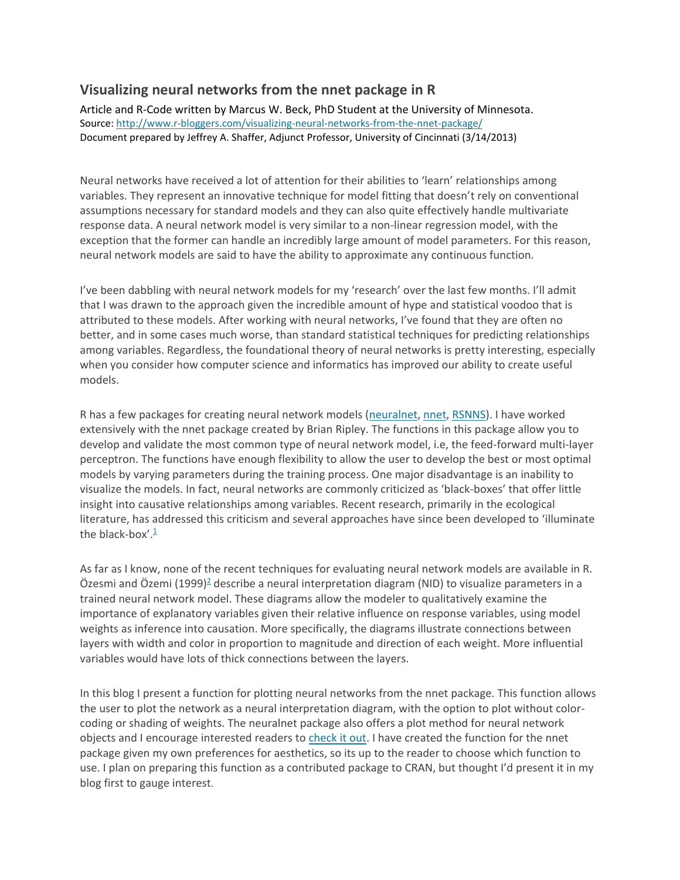# Visualizing neural networks from the nnet package in R

Article and R-Code written by Marcus W. Beck, PhD Student at the University of Minnesota.
Source: [http://www.r-bloggers.com/visualizing-neural-networks-from-the-nnet-package/](http://www.r-bloggers.com/visualizing-neural-networks-from-the-nnet-package/)
Document prepared by Jeffrey A. Shaffer, Adjunct Professor, University of Cincinnati (3/14/2013)

Neural networks have received a lot of attention for their abilities to 'learn' relationships among variables. They represent an innovative technique for model fitting that doesn't rely on conventional assumptions necessary for standard models and they can also quite effectively handle multivariate response data. A neural network model is very similar to a non-linear regression model, with the exception that the former can handle an incredibly large amount of model parameters. For this reason, neural network models are said to have the ability to approximate any continuous function.

I've been dabbling with neural network models for my 'research' over the last few months. I'll admit that I was drawn to the approach given the incredible amount of hype and statistical voodoo that is attributed to these models. After working with neural networks, I've found that they are often no better, and in some cases much worse, than standard statistical techniques for predicting relationships among variables. Regardless, the foundational theory of neural networks is pretty interesting, especially when you consider how computer science and informatics has improved our ability to create useful models.

R has a few packages for creating neural network models (neuralnet, nnet, RSNNS). I have worked extensively with the nnet package created by Brian Ripley. The functions in this package allow you to develop and validate the most common type of neural network model, i.e, the feed-forward multi-layer perceptron. The functions have enough flexibility to allow the user to develop the best or most optimal models by varying parameters during the training process. One major disadvantage is an inability to visualize the models. In fact, neural networks are commonly criticized as 'black-boxes' that offer little insight into causative relationships among variables. Recent research, primarily in the ecological literature, has addressed this criticism and several approaches have since been developed to 'illuminate the black-box'.[1]

As far as I know, none of the recent techniques for evaluating neural network models are available in R. Özesmi and Özemi (1999)[2] describe a neural interpretation diagram (NID) to visualize parameters in a trained neural network model. These diagrams allow the modeler to qualitatively examine the importance of explanatory variables given their relative influence on response variables, using model weights as inference into causation. More specifically, the diagrams illustrate connections between layers with width and color in proportion to magnitude and direction of each weight. More influential variables would have lots of thick connections between the layers.

In this blog I present a function for plotting neural networks from the nnet package. This function allows the user to plot the network as a neural interpretation diagram, with the option to plot without color-coding or shading of weights. The neuralnet package also offers a plot method for neural network objects and I encourage interested readers to check it out. I have created the function for the nnet package given my own preferences for aesthetics, so its up to the reader to choose which function to use. I plan on preparing this function as a contributed package to CRAN, but thought I'd present it in my blog first to gauge interest.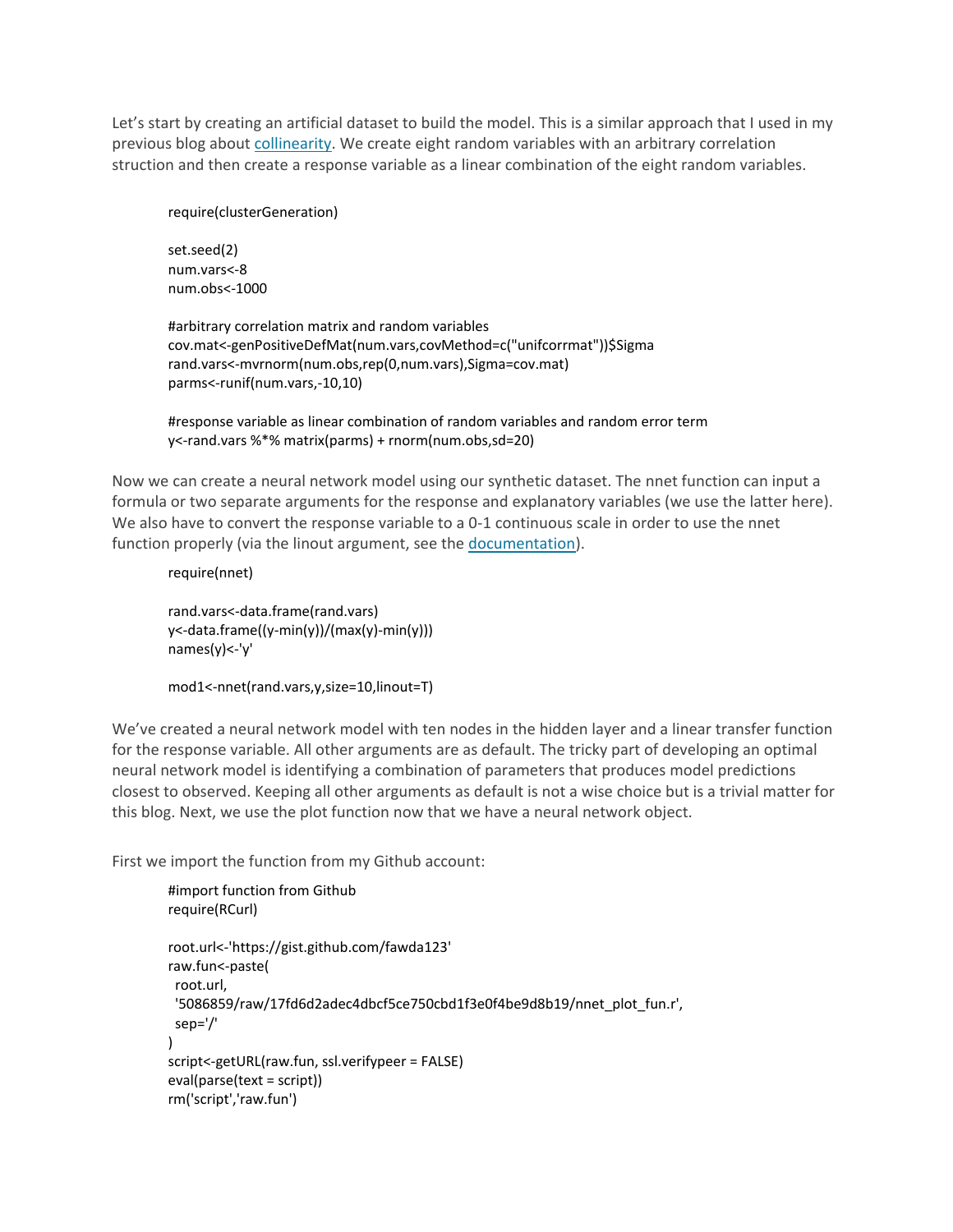Let's start by creating an artificial dataset to build the model. This is a similar approach that I used in my previous blog about collinearity. We create eight random variables with an arbitrary correlation struction and then create a response variable as a linear combination of the eight random variables.

```
require(clusterGeneration)

set.seed(2)
num.vars<-8
num.obs<-1000

#arbitrary correlation matrix and random variables
cov.mat<-genPositiveDefMat(num.vars,covMethod=c("unifcorrmat"))$Sigma
rand.vars<-mvrnorm(num.obs,rep(0,num.vars),Sigma=cov.mat)
parms<-runif(num.vars,-10,10)

#response variable as linear combination of random variables and random error term
y<-rand.vars %*% matrix(parms) + rnorm(num.obs,sd=20)
```

Now we can create a neural network model using our synthetic dataset. The nnet function can input a formula or two separate arguments for the response and explanatory variables (we use the latter here). We also have to convert the response variable to a 0-1 continuous scale in order to use the nnet function properly (via the linout argument, see the documentation).

```
require(nnet)

rand.vars<-data.frame(rand.vars)
y<-data.frame((y-min(y))/(max(y)-min(y)))
names(y)<-'y'

mod1<-nnet(rand.vars,y,size=10,linout=T)
```

We've created a neural network model with ten nodes in the hidden layer and a linear transfer function for the response variable. All other arguments are as default. The tricky part of developing an optimal neural network model is identifying a combination of parameters that produces model predictions closest to observed. Keeping all other arguments as default is not a wise choice but is a trivial matter for this blog. Next, we use the plot function now that we have a neural network object.

First we import the function from my Github account:

```
#import function from Github
require(RCurl)

root.url<-'https://gist.github.com/fawda123'
raw.fun<-paste(
  root.url,
  '5086859/raw/17fd6d2adec4dbcf5ce750cbd1f3e0f4be9d8b19/nnet_plot_fun.r',
  sep='/'
)
script<-getURL(raw.fun, ssl.verifypeer = FALSE)
eval(parse(text = script))
rm('script','raw.fun')
```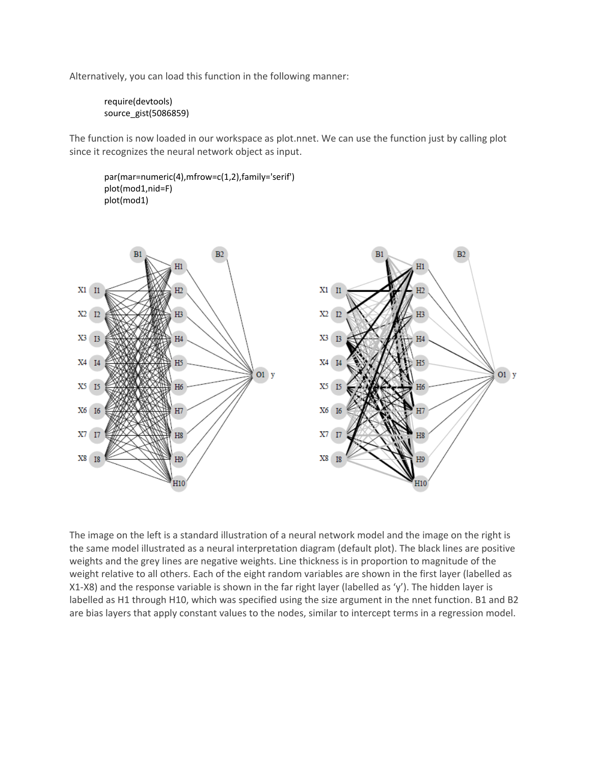Alternatively, you can load this function in the following manner:

```
require(devtools)
source_gist(5086859)
```

The function is now loaded in our workspace as plot.nnet. We can use the function just by calling plot since it recognizes the neural network object as input.

```
par(mar=numeric(4),mfrow=c(1,2),family='serif')
plot(mod1,nid=F)
plot(mod1)
```

The image on the left is a standard illustration of a neural network model and the image on the right is the same model illustrated as a neural interpretation diagram (default plot). The black lines are positive weights and the grey lines are negative weights. Line thickness is in proportion to magnitude of the weight relative to all others. Each of the eight random variables are shown in the first layer (labelled as X1-X8) and the response variable is shown in the far right layer (labelled as 'y'). The hidden layer is labelled as H1 through H10, which was specified using the size argument in the nnet function. B1 and B2 are bias layers that apply constant values to the nodes, similar to intercept terms in a regression model.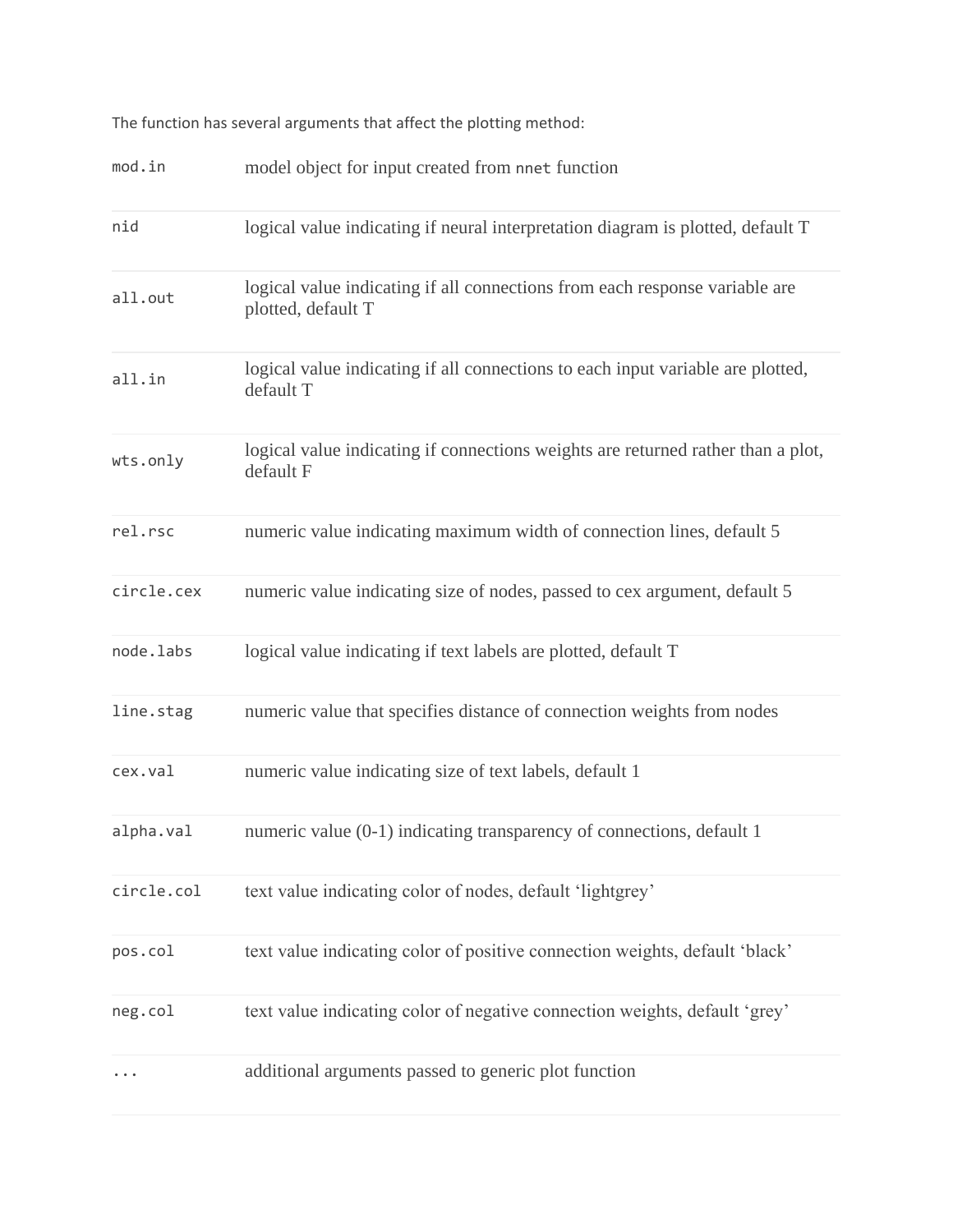The function has several arguments that affect the plotting method:

| | |
|---|---|
| `mod.in` | model object for input created from `nnet` function |
| `nid` | logical value indicating if neural interpretation diagram is plotted, default T |
| `all.out` | logical value indicating if all connections from each response variable are plotted, default T |
| `all.in` | logical value indicating if all connections to each input variable are plotted, default T |
| `wts.only` | logical value indicating if connections weights are returned rather than a plot, default F |
| `rel.rsc` | numeric value indicating maximum width of connection lines, default 5 |
| `circle.cex` | numeric value indicating size of nodes, passed to cex argument, default 5 |
| `node.labs` | logical value indicating if text labels are plotted, default T |
| `line.stag` | numeric value that specifies distance of connection weights from nodes |
| `cex.val` | numeric value indicating size of text labels, default 1 |
| `alpha.val` | numeric value (0-1) indicating transparency of connections, default 1 |
| `circle.col` | text value indicating color of nodes, default 'lightgrey' |
| `pos.col` | text value indicating color of positive connection weights, default 'black' |
| `neg.col` | text value indicating color of negative connection weights, default 'grey' |
| `...` | additional arguments passed to generic plot function |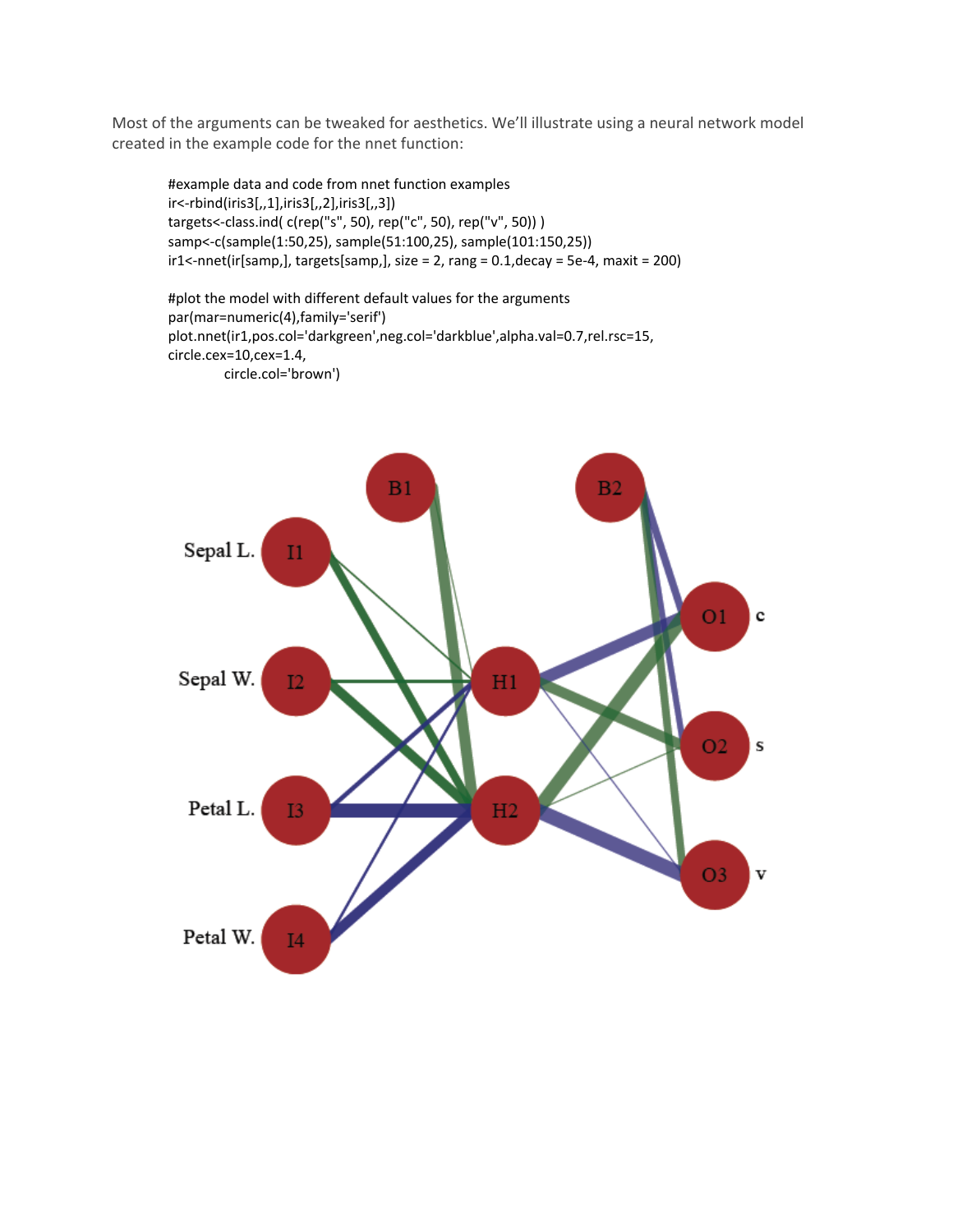Most of the arguments can be tweaked for aesthetics. We'll illustrate using a neural network model created in the example code for the nnet function:

```
#example data and code from nnet function examples
ir<-rbind(iris3[,,1],iris3[,,2],iris3[,,3])
targets<-class.ind( c(rep("s", 50), rep("c", 50), rep("v", 50)) )
samp<-c(sample(1:50,25), sample(51:100,25), sample(101:150,25))
ir1<-nnet(ir[samp,], targets[samp,], size = 2, rang = 0.1,decay = 5e-4, maxit = 200)

#plot the model with different default values for the arguments
par(mar=numeric(4),family='serif')
plot.nnet(ir1,pos.col='darkgreen',neg.col='darkblue',alpha.val=0.7,rel.rsc=15,
circle.cex=10,cex=1.4,
        circle.col='brown')
```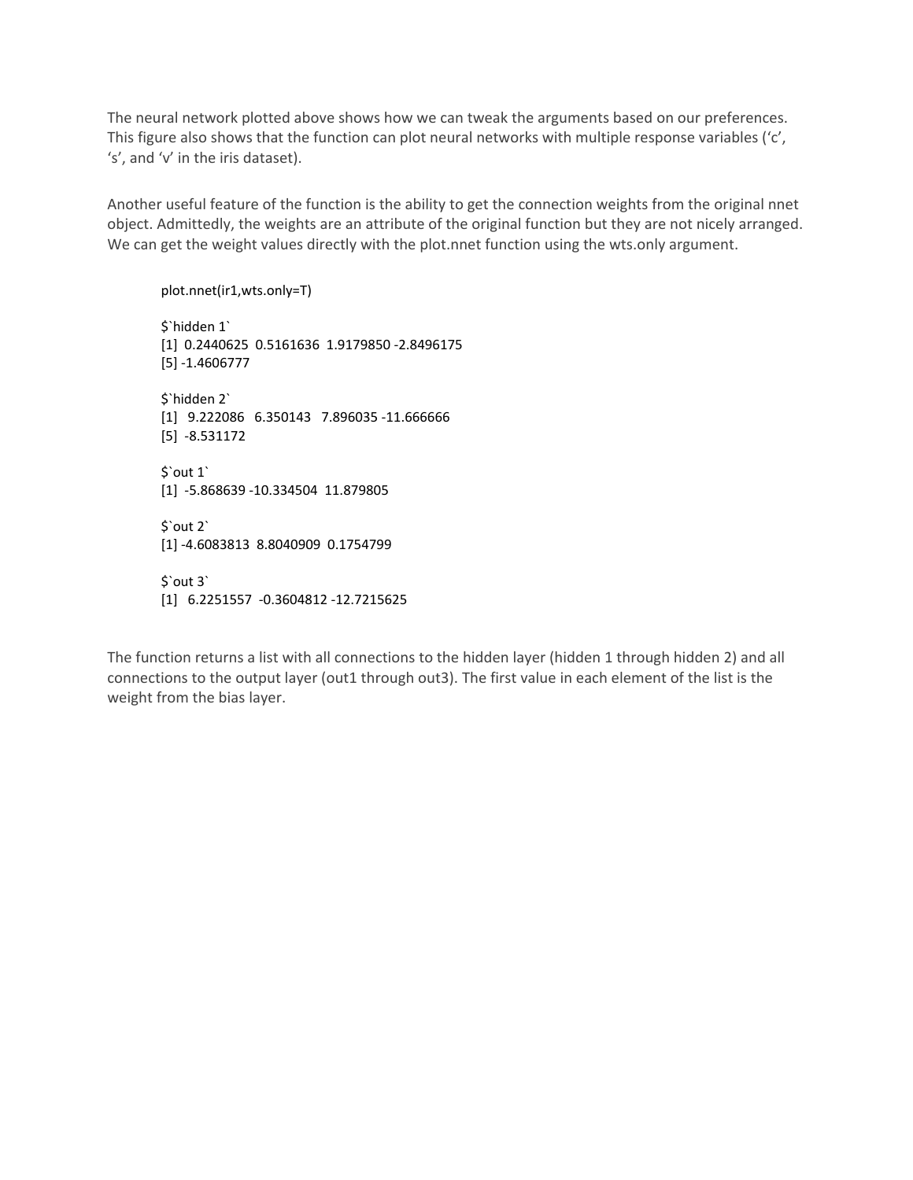The neural network plotted above shows how we can tweak the arguments based on our preferences. This figure also shows that the function can plot neural networks with multiple response variables ('c', 's', and 'v' in the iris dataset).

Another useful feature of the function is the ability to get the connection weights from the original nnet object. Admittedly, the weights are an attribute of the original function but they are not nicely arranged. We can get the weight values directly with the plot.nnet function using the wts.only argument.

```
plot.nnet(ir1,wts.only=T)

$`hidden 1`
[1]  0.2440625  0.5161636  1.9179850 -2.8496175
[5] -1.4606777

$`hidden 2`
[1]   9.222086   6.350143   7.896035 -11.666666
[5]  -8.531172

$`out 1`
[1]  -5.868639 -10.334504  11.879805

$`out 2`
[1] -4.6083813  8.8040909  0.1754799

$`out 3`
[1]   6.2251557  -0.3604812 -12.7215625
```

The function returns a list with all connections to the hidden layer (hidden 1 through hidden 2) and all connections to the output layer (out1 through out3). The first value in each element of the list is the weight from the bias layer.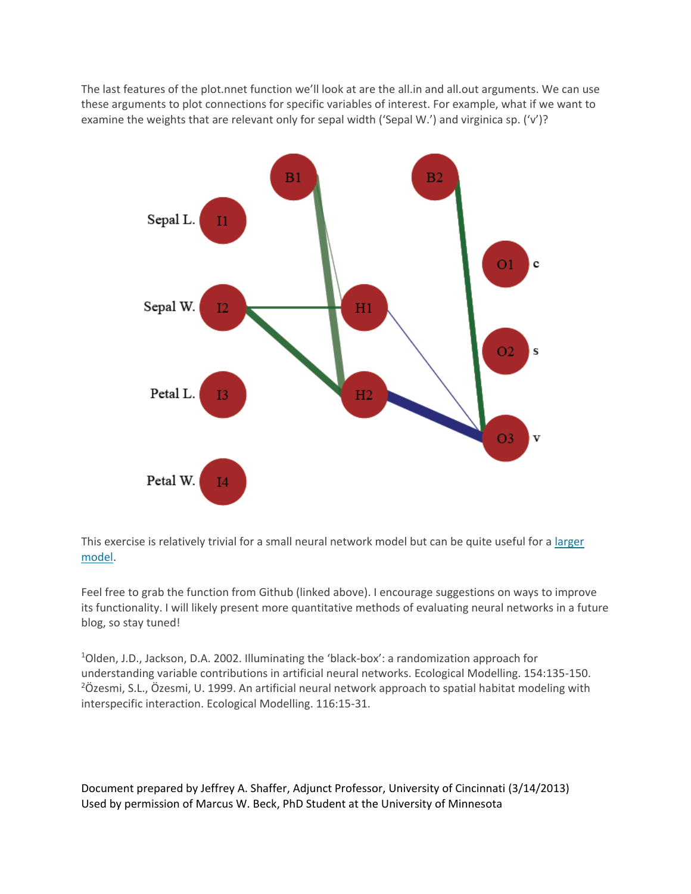The last features of the plot.nnet function we'll look at are the all.in and all.out arguments. We can use these arguments to plot connections for specific variables of interest. For example, what if we want to examine the weights that are relevant only for sepal width ('Sepal W.') and virginica sp. ('v')?

B1
B2
Sepal L.
I1
O1
c
Sepal W.
I2
H1
O2
s
Petal L.
I3
H2
O3
v
Petal W.
I4

This exercise is relatively trivial for a small neural network model but can be quite useful for a larger model.

Feel free to grab the function from Github (linked above). I encourage suggestions on ways to improve its functionality. I will likely present more quantitative methods of evaluating neural networks in a future blog, so stay tuned!

[1]Olden, J.D., Jackson, D.A. 2002. Illuminating the 'black-box': a randomization approach for understanding variable contributions in artificial neural networks. Ecological Modelling. 154:135-150.
[2]Özesmi, S.L., Özesmi, U. 1999. An artificial neural network approach to spatial habitat modeling with interspecific interaction. Ecological Modelling. 116:15-31.

Document prepared by Jeffrey A. Shaffer, Adjunct Professor, University of Cincinnati (3/14/2013)
Used by permission of Marcus W. Beck, PhD Student at the University of Minnesota